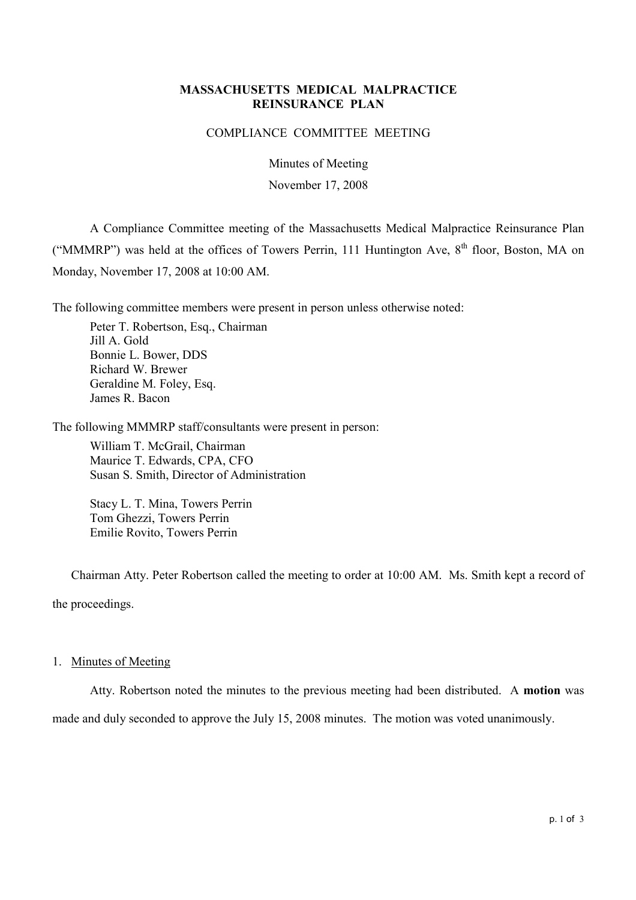**MASSACHUSETTS MEDICAL MALPRACTICE REINSURANCE PLAN**

COMPLIANCE COMMITTEE MEETING

Minutes of Meeting

November 17, 2008

A Compliance Committee meeting of the Massachusetts Medical Malpractice Reinsurance Plan ("MMMRP") was held at the offices of Towers Perrin, 111 Huntington Ave, 8th floor, Boston, MA on Monday, November 17, 2008 at 10:00 AM.

The following committee members were present in person unless otherwise noted:

Peter T. Robertson, Esq., Chairman
Jill A. Gold
Bonnie L. Bower, DDS
Richard W. Brewer
Geraldine M. Foley, Esq.
James R. Bacon

The following MMMRP staff/consultants were present in person:

William T. McGrail, Chairman
Maurice T. Edwards, CPA, CFO
Susan S. Smith, Director of Administration

Stacy L. T. Mina, Towers Perrin
Tom Ghezzi, Towers Perrin
Emilie Rovito, Towers Perrin

Chairman Atty. Peter Robertson called the meeting to order at 10:00 AM. Ms. Smith kept a record of the proceedings.

1. Minutes of Meeting

Atty. Robertson noted the minutes to the previous meeting had been distributed. A **motion** was made and duly seconded to approve the July 15, 2008 minutes. The motion was voted unanimously.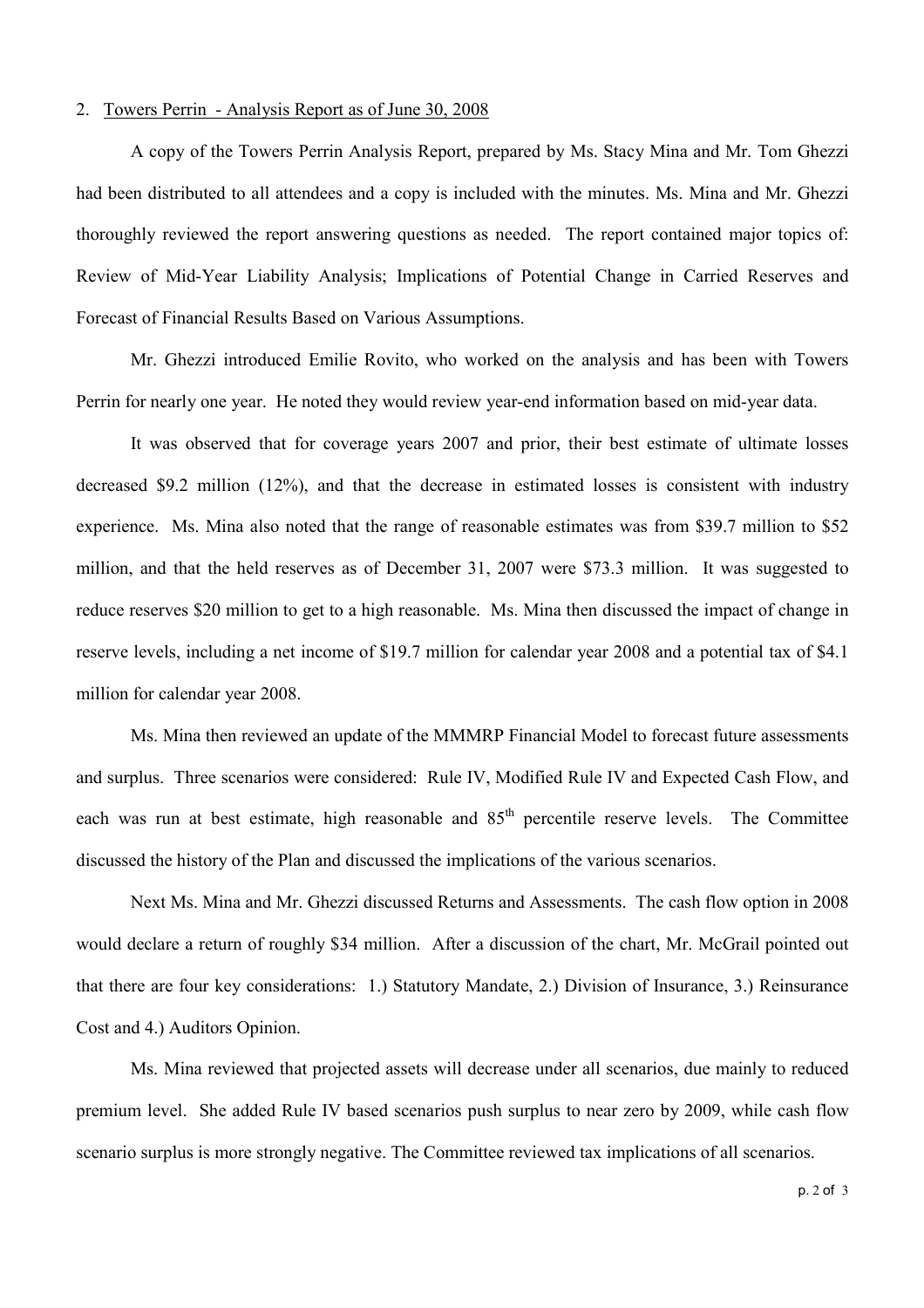2. Towers Perrin - Analysis Report as of June 30, 2008

A copy of the Towers Perrin Analysis Report, prepared by Ms. Stacy Mina and Mr. Tom Ghezzi had been distributed to all attendees and a copy is included with the minutes. Ms. Mina and Mr. Ghezzi thoroughly reviewed the report answering questions as needed. The report contained major topics of: Review of Mid-Year Liability Analysis; Implications of Potential Change in Carried Reserves and Forecast of Financial Results Based on Various Assumptions.

Mr. Ghezzi introduced Emilie Rovito, who worked on the analysis and has been with Towers Perrin for nearly one year. He noted they would review year-end information based on mid-year data.

It was observed that for coverage years 2007 and prior, their best estimate of ultimate losses decreased \$9.2 million (12%), and that the decrease in estimated losses is consistent with industry experience. Ms. Mina also noted that the range of reasonable estimates was from \$39.7 million to \$52 million, and that the held reserves as of December 31, 2007 were \$73.3 million. It was suggested to reduce reserves \$20 million to get to a high reasonable. Ms. Mina then discussed the impact of change in reserve levels, including a net income of \$19.7 million for calendar year 2008 and a potential tax of \$4.1 million for calendar year 2008.

Ms. Mina then reviewed an update of the MMMRP Financial Model to forecast future assessments and surplus. Three scenarios were considered: Rule IV, Modified Rule IV and Expected Cash Flow, and each was run at best estimate, high reasonable and 85th percentile reserve levels. The Committee discussed the history of the Plan and discussed the implications of the various scenarios.

Next Ms. Mina and Mr. Ghezzi discussed Returns and Assessments. The cash flow option in 2008 would declare a return of roughly \$34 million. After a discussion of the chart, Mr. McGrail pointed out that there are four key considerations: 1.) Statutory Mandate, 2.) Division of Insurance, 3.) Reinsurance Cost and 4.) Auditors Opinion.

Ms. Mina reviewed that projected assets will decrease under all scenarios, due mainly to reduced premium level. She added Rule IV based scenarios push surplus to near zero by 2009, while cash flow scenario surplus is more strongly negative. The Committee reviewed tax implications of all scenarios.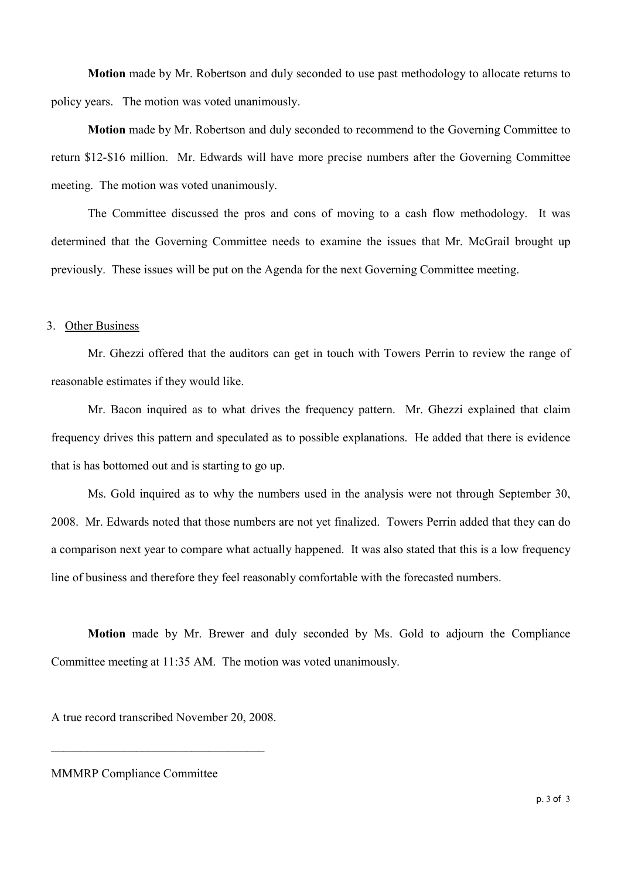**Motion** made by Mr. Robertson and duly seconded to use past methodology to allocate returns to policy years. The motion was voted unanimously.

**Motion** made by Mr. Robertson and duly seconded to recommend to the Governing Committee to return $12-$16 million. Mr. Edwards will have more precise numbers after the Governing Committee meeting. The motion was voted unanimously.

The Committee discussed the pros and cons of moving to a cash flow methodology. It was determined that the Governing Committee needs to examine the issues that Mr. McGrail brought up previously. These issues will be put on the Agenda for the next Governing Committee meeting.

3. Other Business

Mr. Ghezzi offered that the auditors can get in touch with Towers Perrin to review the range of reasonable estimates if they would like.

Mr. Bacon inquired as to what drives the frequency pattern. Mr. Ghezzi explained that claim frequency drives this pattern and speculated as to possible explanations. He added that there is evidence that is has bottomed out and is starting to go up.

Ms. Gold inquired as to why the numbers used in the analysis were not through September 30, 2008. Mr. Edwards noted that those numbers are not yet finalized. Towers Perrin added that they can do a comparison next year to compare what actually happened. It was also stated that this is a low frequency line of business and therefore they feel reasonably comfortable with the forecasted numbers.

**Motion** made by Mr. Brewer and duly seconded by Ms. Gold to adjourn the Compliance Committee meeting at 11:35 AM. The motion was voted unanimously.

A true record transcribed November 20, 2008.

\_\_\_\_\_\_\_\_\_\_\_\_\_\_\_\_\_\_\_\_\_\_\_\_\_\_\_\_\_\_\_\_\_\_\_\_

MMMRP Compliance Committee